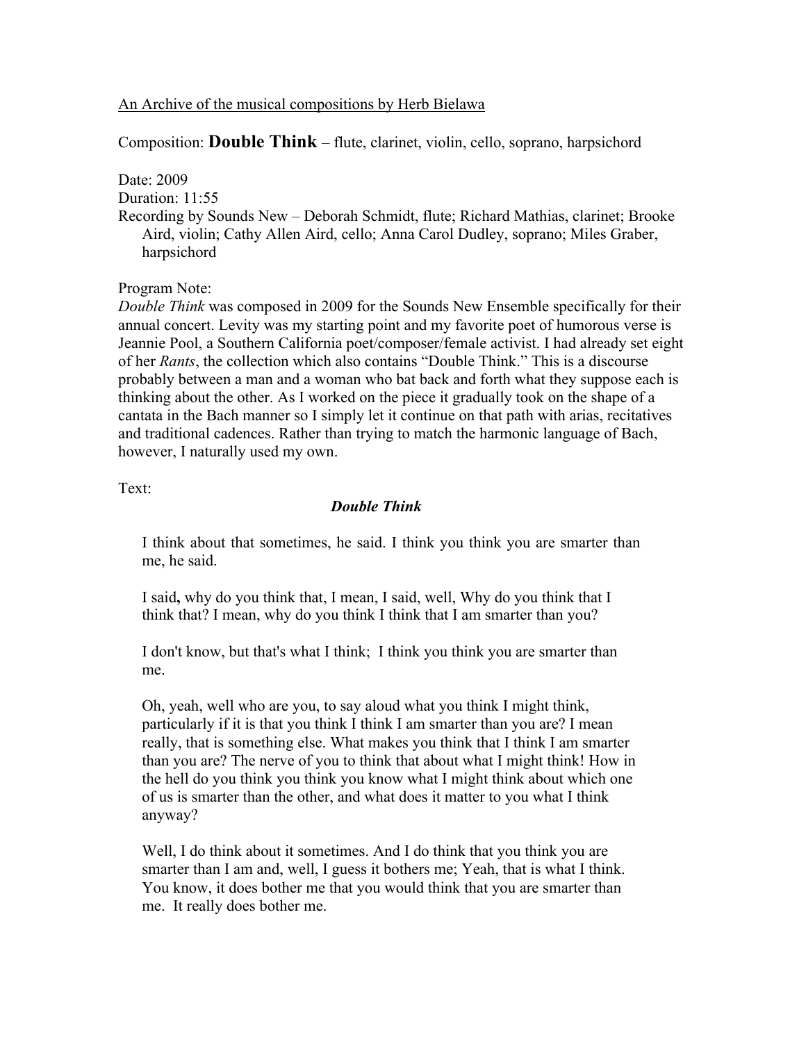An Archive of the musical compositions by Herb Bielawa

Composition: **Double Think** – flute, clarinet, violin, cello, soprano, harpsichord

Date: 2009
Duration: 11:55
Recording by Sounds New – Deborah Schmidt, flute; Richard Mathias, clarinet; Brooke Aird, violin; Cathy Allen Aird, cello; Anna Carol Dudley, soprano; Miles Graber, harpsichord

Program Note:
*Double Think* was composed in 2009 for the Sounds New Ensemble specifically for their annual concert. Levity was my starting point and my favorite poet of humorous verse is Jeannie Pool, a Southern California poet/composer/female activist. I had already set eight of her *Rants*, the collection which also contains "Double Think." This is a discourse probably between a man and a woman who bat back and forth what they suppose each is thinking about the other. As I worked on the piece it gradually took on the shape of a cantata in the Bach manner so I simply let it continue on that path with arias, recitatives and traditional cadences. Rather than trying to match the harmonic language of Bach, however, I naturally used my own.

Text:

***Double Think***

I think about that sometimes, he said. I think you think you are smarter than me, he said.

I said**,** why do you think that, I mean, I said, well, Why do you think that I think that? I mean, why do you think I think that I am smarter than you?

I don't know, but that's what I think; I think you think you are smarter than me.

Oh, yeah, well who are you, to say aloud what you think I might think, particularly if it is that you think I think I am smarter than you are? I mean really, that is something else. What makes you think that I think I am smarter than you are? The nerve of you to think that about what I might think! How in the hell do you think you think you know what I might think about which one of us is smarter than the other, and what does it matter to you what I think anyway?

Well, I do think about it sometimes. And I do think that you think you are smarter than I am and, well, I guess it bothers me; Yeah, that is what I think. You know, it does bother me that you would think that you are smarter than me. It really does bother me.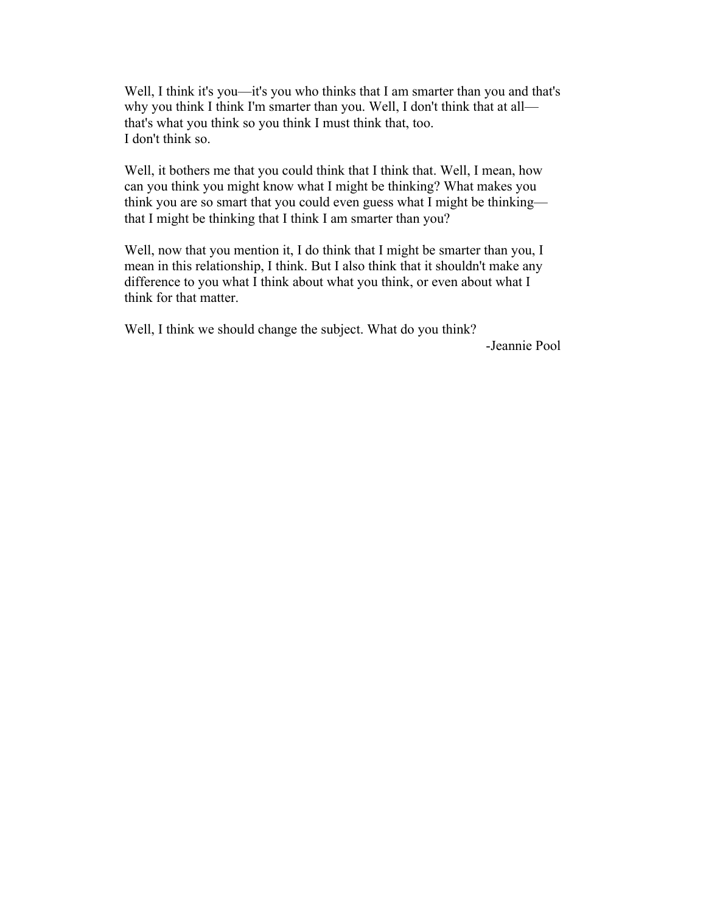Well, I think it's you—it's you who thinks that I am smarter than you and that's why you think I think I'm smarter than you. Well, I don't think that at all—that's what you think so you think I must think that, too.
I don't think so.

Well, it bothers me that you could think that I think that. Well, I mean, how can you think you might know what I might be thinking? What makes you think you are so smart that you could even guess what I might be thinking—that I might be thinking that I think I am smarter than you?

Well, now that you mention it, I do think that I might be smarter than you, I mean in this relationship, I think. But I also think that it shouldn't make any difference to you what I think about what you think, or even about what I think for that matter.

Well, I think we should change the subject. What do you think?

-Jeannie Pool